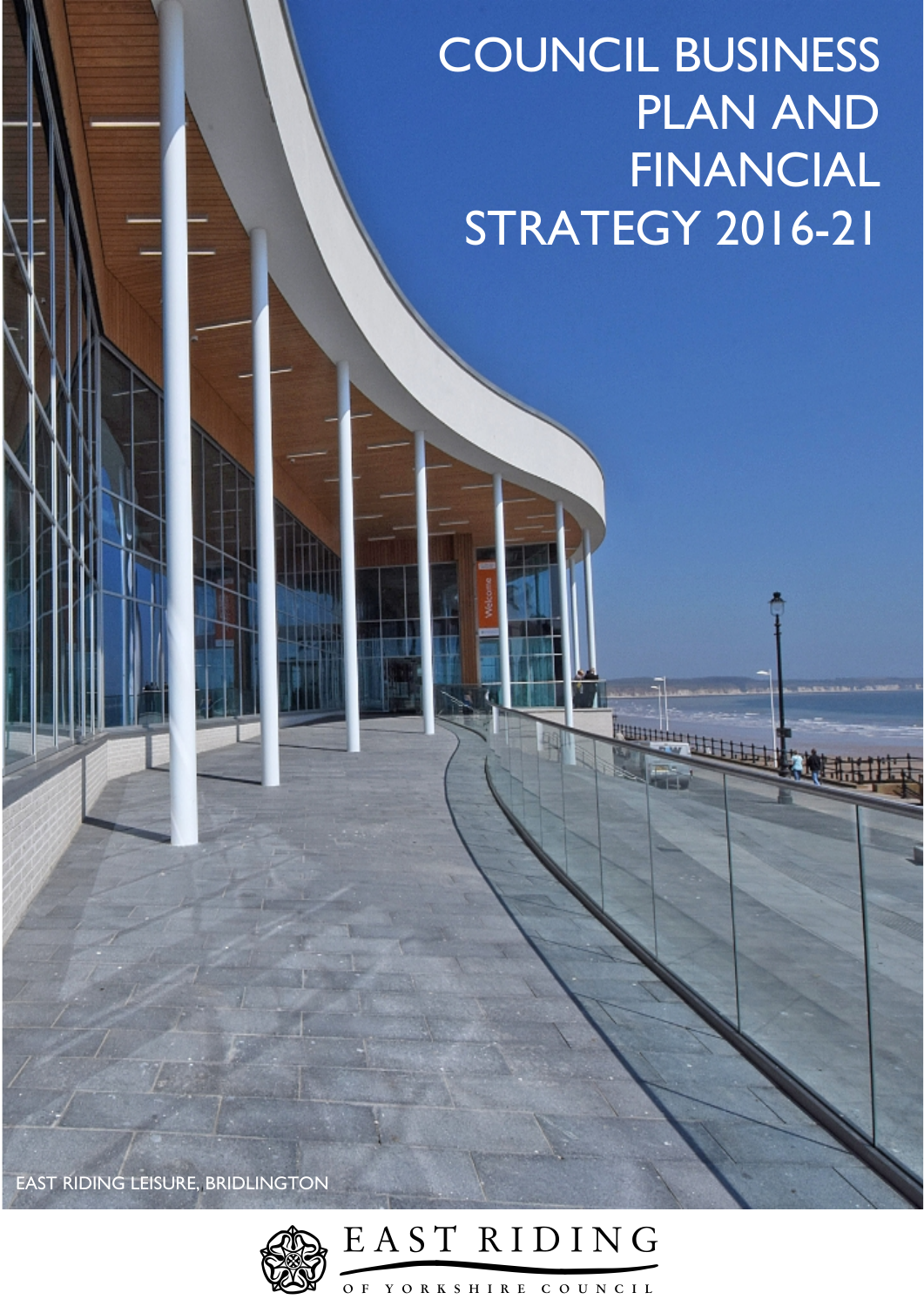# COUNCIL BUSINESS PLAN AND FINANCIAL STRATEGY 2016-21

EAST RIDING LEISURE, BRIDLINGTON

EAST RIDING OF YORKSHIRE COUNCIL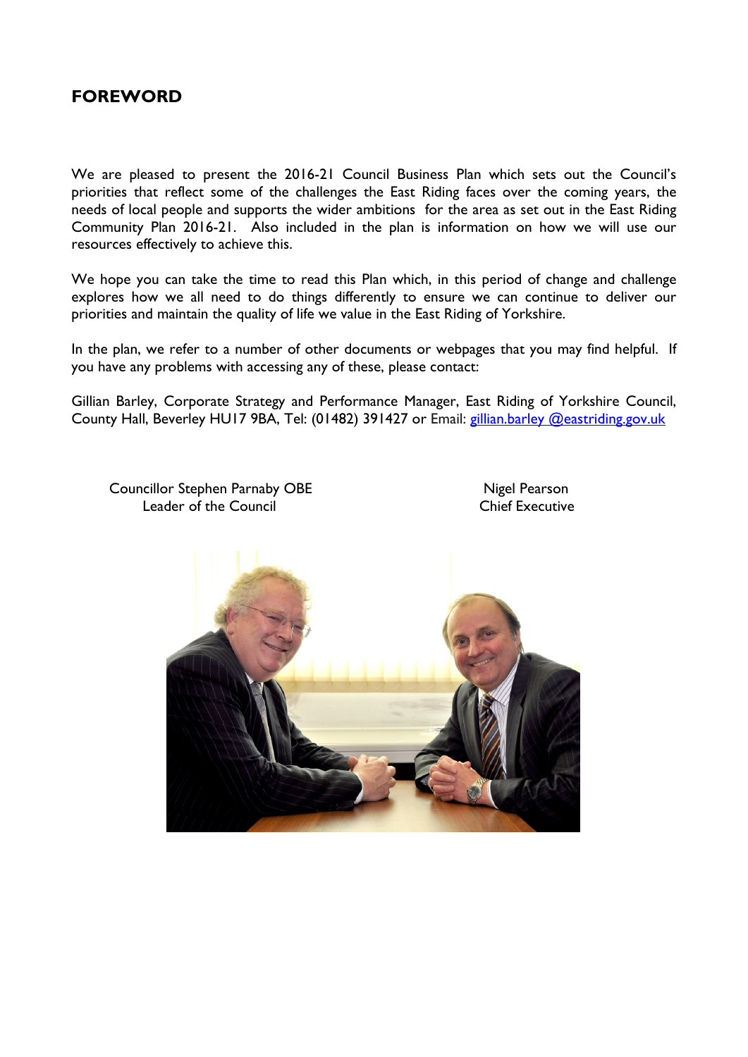## FOREWORD

We are pleased to present the 2016-21 Council Business Plan which sets out the Council's priorities that reflect some of the challenges the East Riding faces over the coming years, the needs of local people and supports the wider ambitions for the area as set out in the East Riding Community Plan 2016-21. Also included in the plan is information on how we will use our resources effectively to achieve this.

We hope you can take the time to read this Plan which, in this period of change and challenge explores how we all need to do things differently to ensure we can continue to deliver our priorities and maintain the quality of life we value in the East Riding of Yorkshire.

In the plan, we refer to a number of other documents or webpages that you may find helpful. If you have any problems with accessing any of these, please contact:

Gillian Barley, Corporate Strategy and Performance Manager, East Riding of Yorkshire Council, County Hall, Beverley HU17 9BA, Tel: (01482) 391427 or Email: gillian.barley @eastriding.gov.uk

Councillor Stephen Parnaby OBE
Leader of the Council

Nigel Pearson
Chief Executive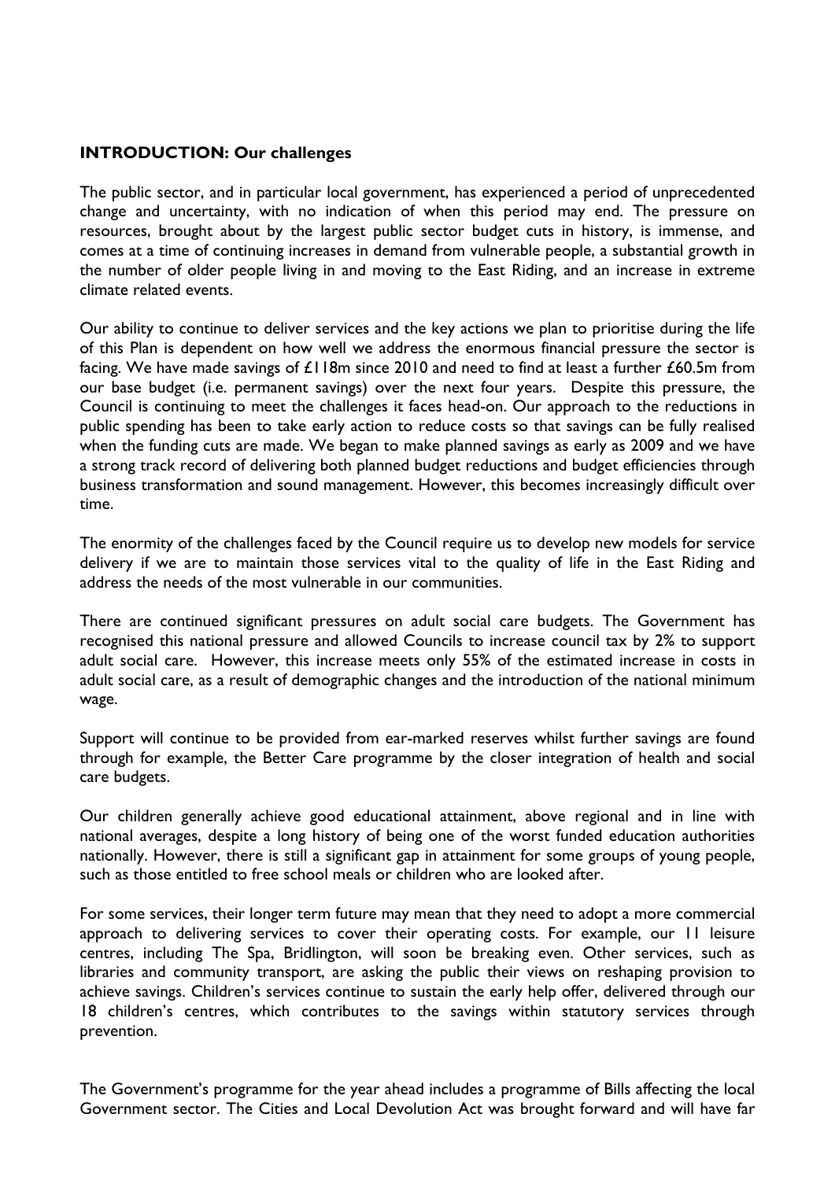**INTRODUCTION: Our challenges**

The public sector, and in particular local government, has experienced a period of unprecedented change and uncertainty, with no indication of when this period may end. The pressure on resources, brought about by the largest public sector budget cuts in history, is immense, and comes at a time of continuing increases in demand from vulnerable people, a substantial growth in the number of older people living in and moving to the East Riding, and an increase in extreme climate related events.

Our ability to continue to deliver services and the key actions we plan to prioritise during the life of this Plan is dependent on how well we address the enormous financial pressure the sector is facing. We have made savings of £118m since 2010 and need to find at least a further £60.5m from our base budget (i.e. permanent savings) over the next four years. Despite this pressure, the Council is continuing to meet the challenges it faces head-on. Our approach to the reductions in public spending has been to take early action to reduce costs so that savings can be fully realised when the funding cuts are made. We began to make planned savings as early as 2009 and we have a strong track record of delivering both planned budget reductions and budget efficiencies through business transformation and sound management. However, this becomes increasingly difficult over time.

The enormity of the challenges faced by the Council require us to develop new models for service delivery if we are to maintain those services vital to the quality of life in the East Riding and address the needs of the most vulnerable in our communities.

There are continued significant pressures on adult social care budgets. The Government has recognised this national pressure and allowed Councils to increase council tax by 2% to support adult social care. However, this increase meets only 55% of the estimated increase in costs in adult social care, as a result of demographic changes and the introduction of the national minimum wage.

Support will continue to be provided from ear-marked reserves whilst further savings are found through for example, the Better Care programme by the closer integration of health and social care budgets.

Our children generally achieve good educational attainment, above regional and in line with national averages, despite a long history of being one of the worst funded education authorities nationally. However, there is still a significant gap in attainment for some groups of young people, such as those entitled to free school meals or children who are looked after.

For some services, their longer term future may mean that they need to adopt a more commercial approach to delivering services to cover their operating costs. For example, our 11 leisure centres, including The Spa, Bridlington, will soon be breaking even. Other services, such as libraries and community transport, are asking the public their views on reshaping provision to achieve savings. Children's services continue to sustain the early help offer, delivered through our 18 children's centres, which contributes to the savings within statutory services through prevention.

The Government's programme for the year ahead includes a programme of Bills affecting the local Government sector. The Cities and Local Devolution Act was brought forward and will have far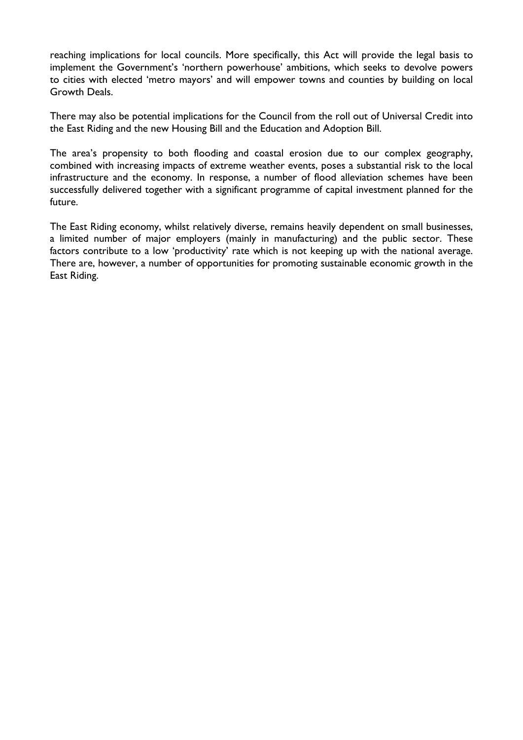reaching implications for local councils. More specifically, this Act will provide the legal basis to implement the Government's 'northern powerhouse' ambitions, which seeks to devolve powers to cities with elected 'metro mayors' and will empower towns and counties by building on local Growth Deals.

There may also be potential implications for the Council from the roll out of Universal Credit into the East Riding and the new Housing Bill and the Education and Adoption Bill.

The area's propensity to both flooding and coastal erosion due to our complex geography, combined with increasing impacts of extreme weather events, poses a substantial risk to the local infrastructure and the economy. In response, a number of flood alleviation schemes have been successfully delivered together with a significant programme of capital investment planned for the future.

The East Riding economy, whilst relatively diverse, remains heavily dependent on small businesses, a limited number of major employers (mainly in manufacturing) and the public sector. These factors contribute to a low 'productivity' rate which is not keeping up with the national average. There are, however, a number of opportunities for promoting sustainable economic growth in the East Riding.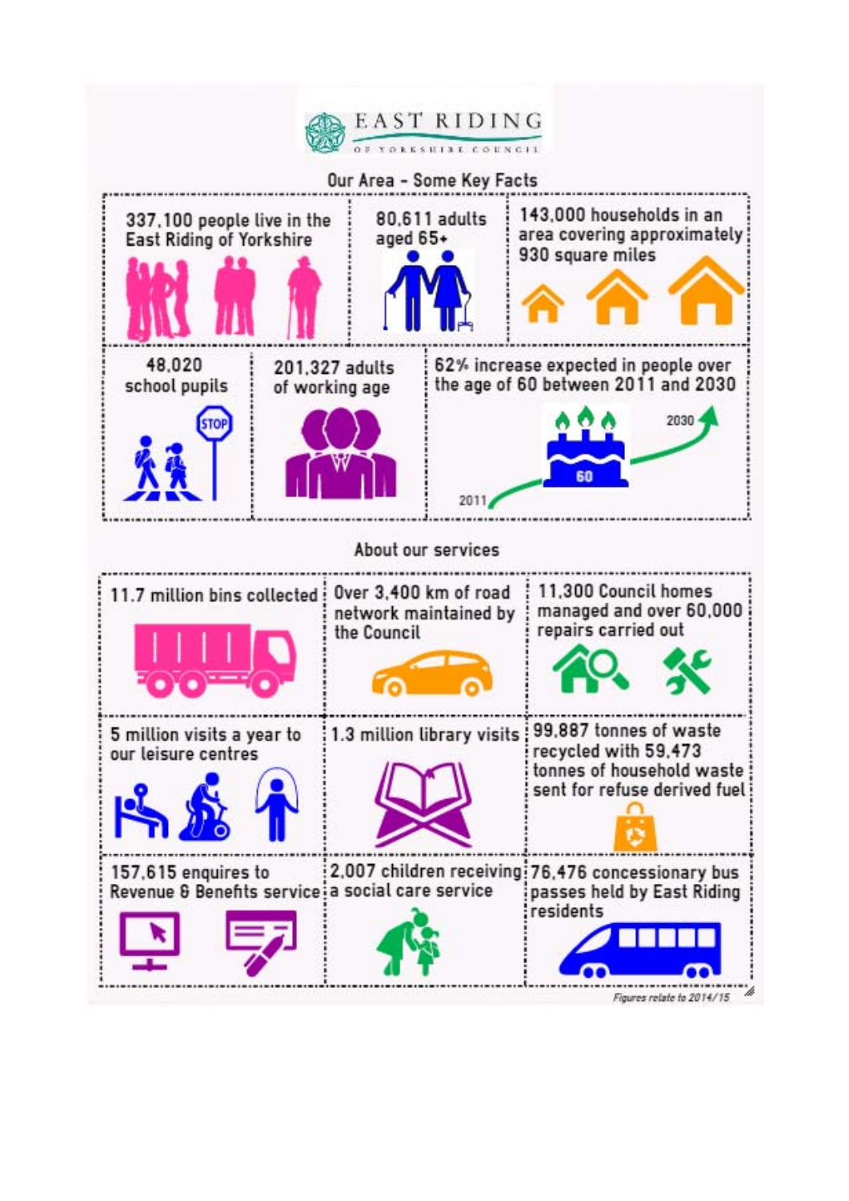EAST RIDING OF YORKSHIRE COUNCIL

## Our Area - Some Key Facts

- 337,100 people live in the East Riding of Yorkshire
- 80,611 adults aged 65+
- 143,000 households in an area covering approximately 930 square miles
- 48,020 school pupils
- 201,327 adults of working age
- 62% increase expected in people over the age of 60 between 2011 and 2030

## About our services

- 11.7 million bins collected
- Over 3,400 km of road network maintained by the Council
- 11,300 Council homes managed and over 60,000 repairs carried out
- 5 million visits a year to our leisure centres
- 1.3 million library visits
- 99,887 tonnes of waste recycled with 59,473 tonnes of household waste sent for refuse derived fuel
- 157,615 enquires to Revenue & Benefits service
- 2,007 children receiving a social care service
- 76,476 concessionary bus passes held by East Riding residents

*Figures relate to 2014/15*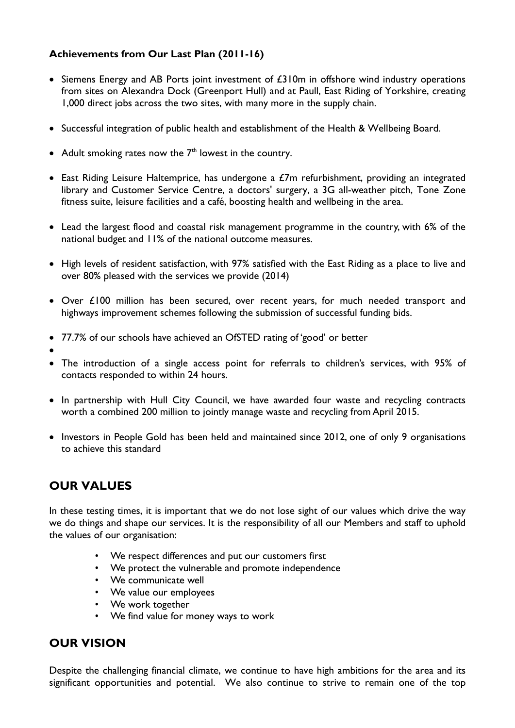**Achievements from Our Last Plan (2011-16)**

- Siemens Energy and AB Ports joint investment of £310m in offshore wind industry operations from sites on Alexandra Dock (Greenport Hull) and at Paull, East Riding of Yorkshire, creating 1,000 direct jobs across the two sites, with many more in the supply chain.
- Successful integration of public health and establishment of the Health & Wellbeing Board.
- Adult smoking rates now the $7^{th}$ lowest in the country.
- East Riding Leisure Haltemprice, has undergone a £7m refurbishment, providing an integrated library and Customer Service Centre, a doctors' surgery, a 3G all-weather pitch, Tone Zone fitness suite, leisure facilities and a café, boosting health and wellbeing in the area.
- Lead the largest flood and coastal risk management programme in the country, with 6% of the national budget and 11% of the national outcome measures.
- High levels of resident satisfaction, with 97% satisfied with the East Riding as a place to live and over 80% pleased with the services we provide (2014)
- Over £100 million has been secured, over recent years, for much needed transport and highways improvement schemes following the submission of successful funding bids.
- 77.7% of our schools have achieved an OfSTED rating of 'good' or better
- 
- The introduction of a single access point for referrals to children's services, with 95% of contacts responded to within 24 hours.
- In partnership with Hull City Council, we have awarded four waste and recycling contracts worth a combined 200 million to jointly manage waste and recycling from April 2015.
- Investors in People Gold has been held and maintained since 2012, one of only 9 organisations to achieve this standard

## OUR VALUES

In these testing times, it is important that we do not lose sight of our values which drive the way we do things and shape our services. It is the responsibility of all our Members and staff to uphold the values of our organisation:

- We respect differences and put our customers first
- We protect the vulnerable and promote independence
- We communicate well
- We value our employees
- We work together
- We find value for money ways to work

## OUR VISION

Despite the challenging financial climate, we continue to have high ambitions for the area and its significant opportunities and potential. We also continue to strive to remain one of the top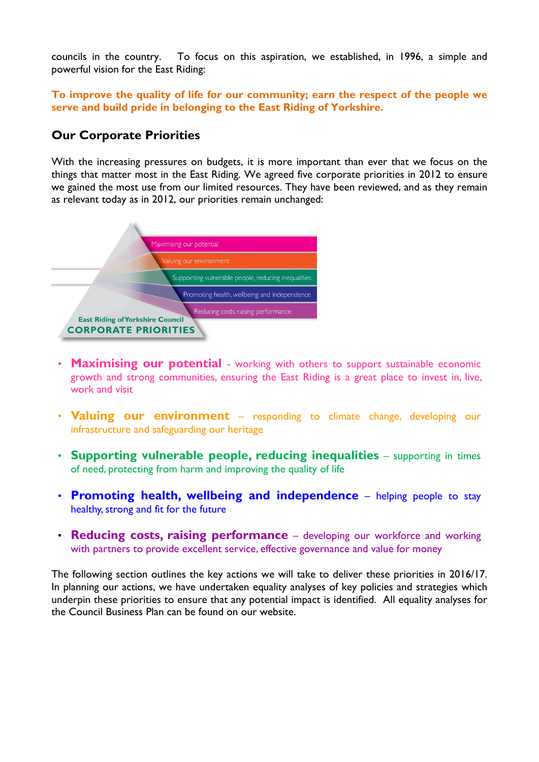councils in the country. To focus on this aspiration, we established, in 1996, a simple and powerful vision for the East Riding:

**To improve the quality of life for our community; earn the respect of the people we serve and build pride in belonging to the East Riding of Yorkshire.**

## Our Corporate Priorities

With the increasing pressures on budgets, it is more important than ever that we focus on the things that matter most in the East Riding. We agreed five corporate priorities in 2012 to ensure we gained the most use from our limited resources. They have been reviewed, and as they remain as relevant today as in 2012, our priorities remain unchanged:

East Riding of Yorkshire Council
CORPORATE PRIORITIES

- Maximising our potential
- Valuing our environment
- Supporting vulnerable people, reducing inequalities
- Promoting health, wellbeing and independence
- Reducing costs, raising performance

- **Maximising our potential** - working with others to support sustainable economic growth and strong communities, ensuring the East Riding is a great place to invest in, live, work and visit
- **Valuing our environment** – responding to climate change, developing our infrastructure and safeguarding our heritage
- **Supporting vulnerable people, reducing inequalities** – supporting in times of need, protecting from harm and improving the quality of life
- **Promoting health, wellbeing and independence** – helping people to stay healthy, strong and fit for the future
- **Reducing costs, raising performance** – developing our workforce and working with partners to provide excellent service, effective governance and value for money

The following section outlines the key actions we will take to deliver these priorities in 2016/17. In planning our actions, we have undertaken equality analyses of key policies and strategies which underpin these priorities to ensure that any potential impact is identified. All equality analyses for the Council Business Plan can be found on our website.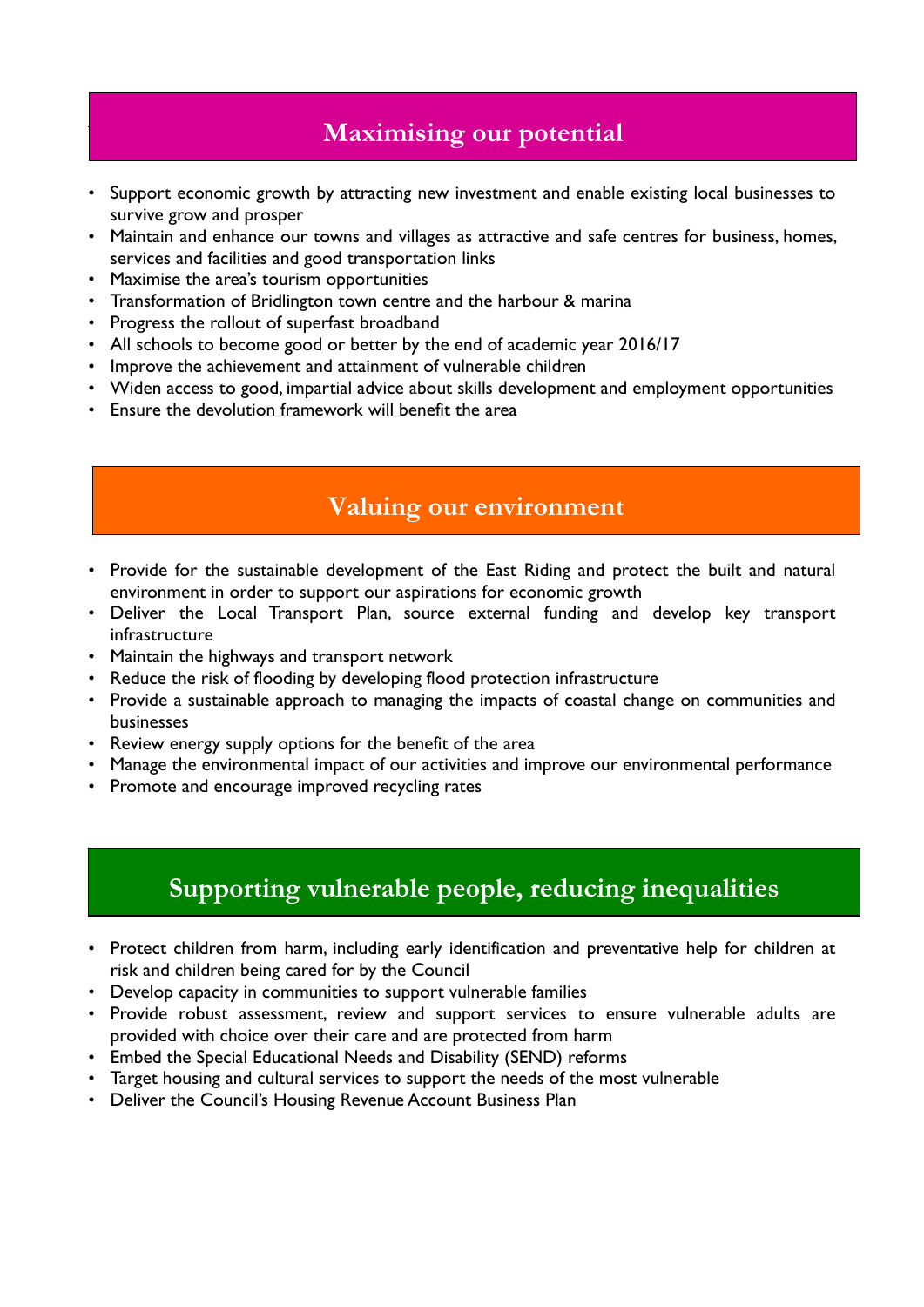## Maximising our potential

- Support economic growth by attracting new investment and enable existing local businesses to survive grow and prosper
- Maintain and enhance our towns and villages as attractive and safe centres for business, homes, services and facilities and good transportation links
- Maximise the area's tourism opportunities
- Transformation of Bridlington town centre and the harbour & marina
- Progress the rollout of superfast broadband
- All schools to become good or better by the end of academic year 2016/17
- Improve the achievement and attainment of vulnerable children
- Widen access to good, impartial advice about skills development and employment opportunities
- Ensure the devolution framework will benefit the area

## Valuing our environment

- Provide for the sustainable development of the East Riding and protect the built and natural environment in order to support our aspirations for economic growth
- Deliver the Local Transport Plan, source external funding and develop key transport infrastructure
- Maintain the highways and transport network
- Reduce the risk of flooding by developing flood protection infrastructure
- Provide a sustainable approach to managing the impacts of coastal change on communities and businesses
- Review energy supply options for the benefit of the area
- Manage the environmental impact of our activities and improve our environmental performance
- Promote and encourage improved recycling rates

## Supporting vulnerable people, reducing inequalities

- Protect children from harm, including early identification and preventative help for children at risk and children being cared for by the Council
- Develop capacity in communities to support vulnerable families
- Provide robust assessment, review and support services to ensure vulnerable adults are provided with choice over their care and are protected from harm
- Embed the Special Educational Needs and Disability (SEND) reforms
- Target housing and cultural services to support the needs of the most vulnerable
- Deliver the Council's Housing Revenue Account Business Plan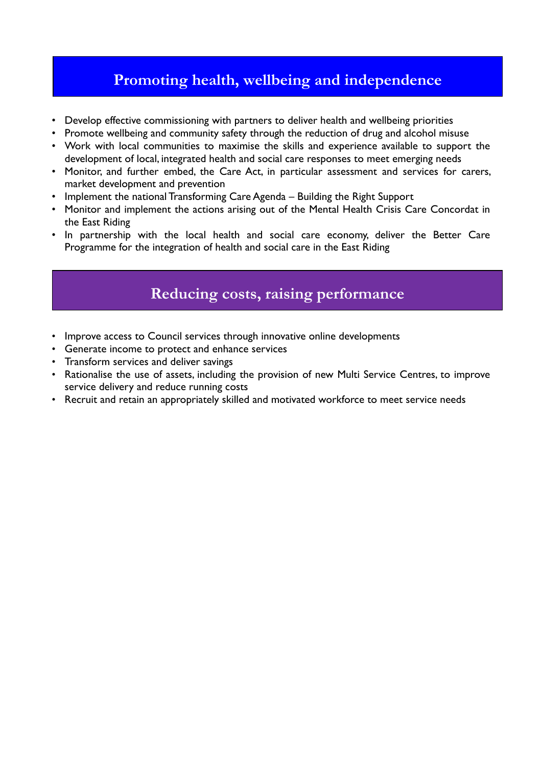## Promoting health, wellbeing and independence

- Develop effective commissioning with partners to deliver health and wellbeing priorities
- Promote wellbeing and community safety through the reduction of drug and alcohol misuse
- Work with local communities to maximise the skills and experience available to support the development of local, integrated health and social care responses to meet emerging needs
- Monitor, and further embed, the Care Act, in particular assessment and services for carers, market development and prevention
- Implement the national Transforming Care Agenda – Building the Right Support
- Monitor and implement the actions arising out of the Mental Health Crisis Care Concordat in the East Riding
- In partnership with the local health and social care economy, deliver the Better Care Programme for the integration of health and social care in the East Riding

## Reducing costs, raising performance

- Improve access to Council services through innovative online developments
- Generate income to protect and enhance services
- Transform services and deliver savings
- Rationalise the use of assets, including the provision of new Multi Service Centres, to improve service delivery and reduce running costs
- Recruit and retain an appropriately skilled and motivated workforce to meet service needs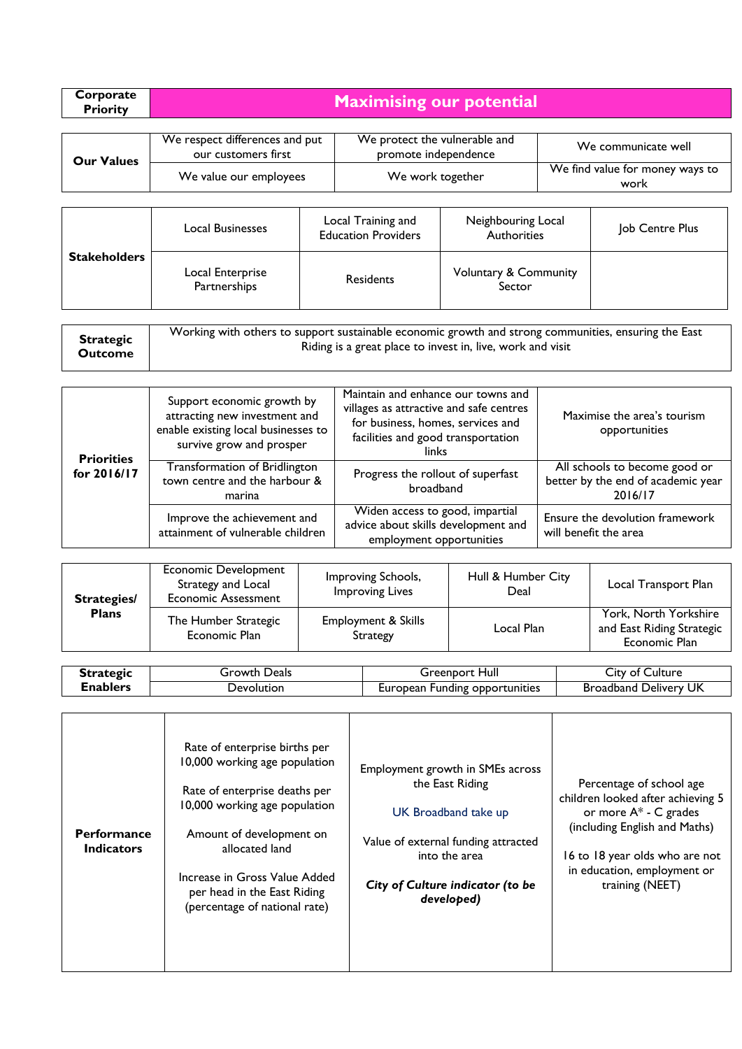| Corporate Priority | Maximising our potential | | |
|---|---|---|---|

| Our Values | | | |
|---|---|---|---|
| | We respect differences and put our customers first | We protect the vulnerable and promote independence | We communicate well |
| | We value our employees | We work together | We find value for money ways to work |

| Stakeholders | | | | |
|---|---|---|---|---|
| | Local Businesses | Local Training and Education Providers | Neighbouring Local Authorities | Job Centre Plus |
| | Local Enterprise Partnerships | Residents | Voluntary & Community Sector | |

| Strategic Outcome | Working with others to support sustainable economic growth and strong communities, ensuring the East Riding is a great place to invest in, live, work and visit |
|---|---|

| Priorities for 2016/17 | | | |
|---|---|---|---|
| | Support economic growth by attracting new investment and enable existing local businesses to survive grow and prosper | Maintain and enhance our towns and villages as attractive and safe centres for business, homes, services and facilities and good transportation links | Maximise the area's tourism opportunities |
| | Transformation of Bridlington town centre and the harbour & marina | Progress the rollout of superfast broadband | All schools to become good or better by the end of academic year 2016/17 |
| | Improve the achievement and attainment of vulnerable children | Widen access to good, impartial advice about skills development and employment opportunities | Ensure the devolution framework will benefit the area |

| Strategies/ Plans | | | | |
|---|---|---|---|---|
| | Economic Development Strategy and Local Economic Assessment | Improving Schools, Improving Lives | Hull & Humber City Deal | Local Transport Plan |
| | The Humber Strategic Economic Plan | Employment & Skills Strategy | Local Plan | York, North Yorkshire and East Riding Strategic Economic Plan |

| Strategic Enablers | | | |
|---|---|---|---|
| | Growth Deals | Greenport Hull | City of Culture |
| | Devolution | European Funding opportunities | Broadband Delivery UK |

| Performance Indicators | | | |
|---|---|---|---|
| | Rate of enterprise births per 10,000 working age population<br><br>Rate of enterprise deaths per 10,000 working age population<br><br>Amount of development on allocated land<br><br>Increase in Gross Value Added per head in the East Riding (percentage of national rate) | Employment growth in SMEs across the East Riding<br><br>UK Broadband take up<br><br>Value of external funding attracted into the area<br><br>***City of Culture indicator (to be developed)*** | Percentage of school age children looked after achieving 5 or more A* - C grades (including English and Maths)<br><br>16 to 18 year olds who are not in education, employment or training (NEET) |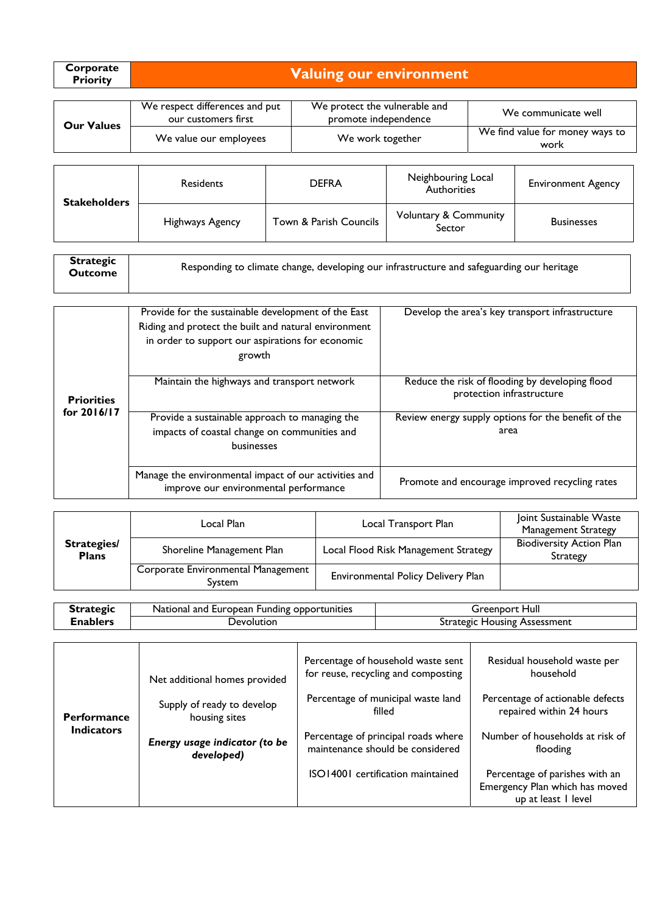| Corporate Priority | Valuing our environment |
|---|---|

| Our Values | | | |
|---|---|---|---|
| | We respect differences and put our customers first | We protect the vulnerable and promote independence | We communicate well |
| | We value our employees | We work together | We find value for money ways to work |

| Stakeholders | | | | |
|---|---|---|---|---|
| | Residents | DEFRA | Neighbouring Local Authorities | Environment Agency |
| | Highways Agency | Town & Parish Councils | Voluntary & Community Sector | Businesses |

| Strategic Outcome | Responding to climate change, developing our infrastructure and safeguarding our heritage |
|---|---|

| Priorities for 2016/17 | | |
|---|---|---|
| | Provide for the sustainable development of the East Riding and protect the built and natural environment in order to support our aspirations for economic growth | Develop the area's key transport infrastructure |
| | Maintain the highways and transport network | Reduce the risk of flooding by developing flood protection infrastructure |
| | Provide a sustainable approach to managing the impacts of coastal change on communities and businesses | Review energy supply options for the benefit of the area |
| | Manage the environmental impact of our activities and improve our environmental performance | Promote and encourage improved recycling rates |

| Strategies/ Plans | | | |
|---|---|---|---|
| | Local Plan | Local Transport Plan | Joint Sustainable Waste Management Strategy |
| | Shoreline Management Plan | Local Flood Risk Management Strategy | Biodiversity Action Plan Strategy |
| | Corporate Environmental Management System | Environmental Policy Delivery Plan | |

| Strategic Enablers | | |
|---|---|---|
| | National and European Funding opportunities | Greenport Hull |
| | Devolution | Strategic Housing Assessment |

| Performance Indicators | | | |
|---|---|---|---|
| | Net additional homes provided<br><br>Supply of ready to develop housing sites<br><br>***Energy usage indicator (to be developed)*** | Percentage of household waste sent for reuse, recycling and composting<br><br>Percentage of municipal waste land filled<br><br>Percentage of principal roads where maintenance should be considered<br><br>ISO14001 certification maintained | Residual household waste per household<br><br>Percentage of actionable defects repaired within 24 hours<br><br>Number of households at risk of flooding<br><br>Percentage of parishes with an Emergency Plan which has moved up at least 1 level |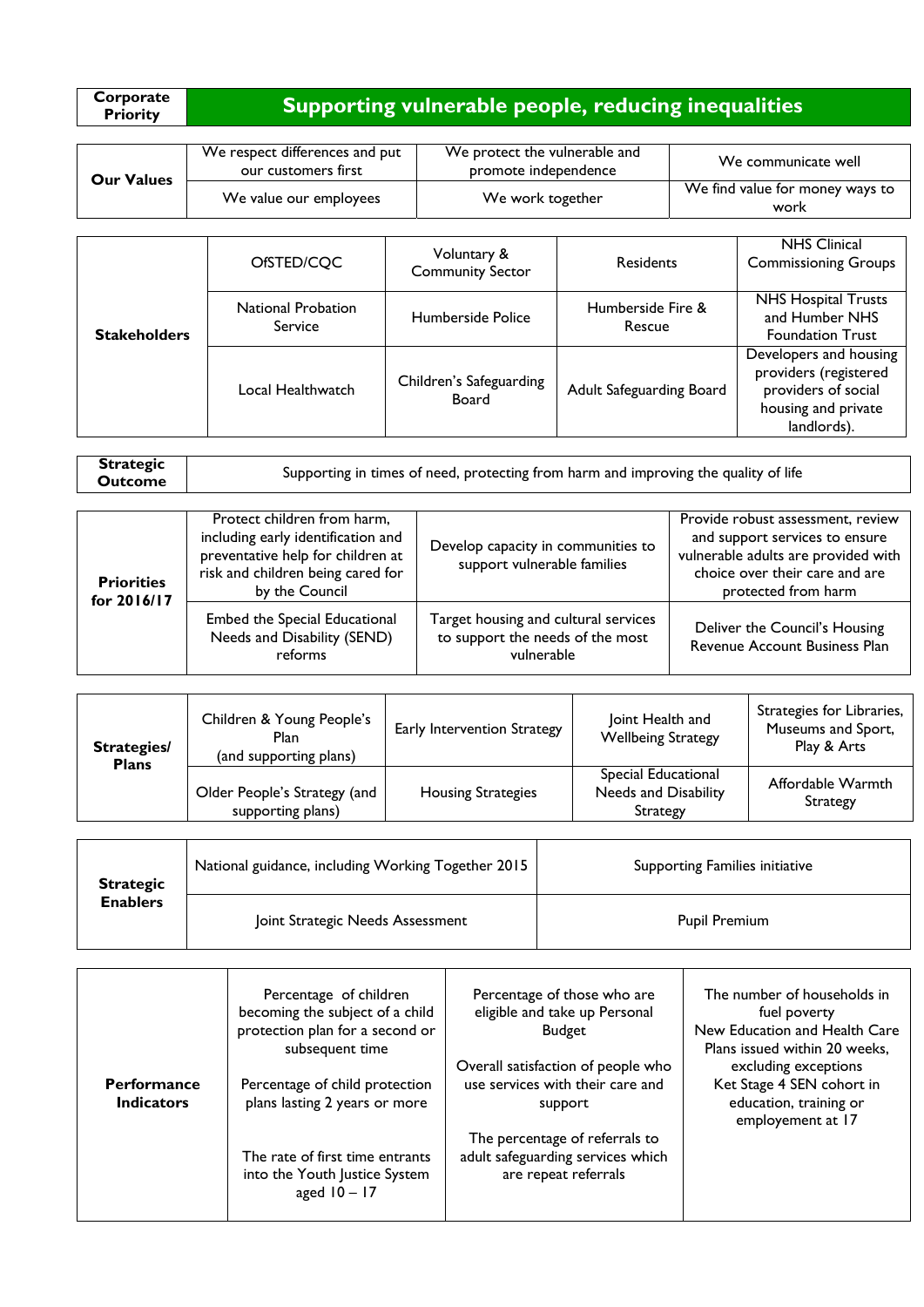| Corporate Priority | Supporting vulnerable people, reducing inequalities |
|---|---|

| **Our Values** | | | |
|---|---|---|---|
| | We respect differences and put our customers first | We protect the vulnerable and promote independence | We communicate well |
| | We value our employees | We work together | We find value for money ways to work |

| **Stakeholders** | | | | |
|---|---|---|---|---|
| | OfSTED/CQC | Voluntary & Community Sector | Residents | NHS Clinical Commissioning Groups |
| | National Probation Service | Humberside Police | Humberside Fire & Rescue | NHS Hospital Trusts and Humber NHS Foundation Trust |
| | Local Healthwatch | Children's Safeguarding Board | Adult Safeguarding Board | Developers and housing providers (registered providers of social housing and private landlords). |

| **Strategic Outcome** | Supporting in times of need, protecting from harm and improving the quality of life |
|---|---|

| **Priorities for 2016/17** | | | |
|---|---|---|---|
| | Protect children from harm, including early identification and preventative help for children at risk and children being cared for by the Council | Develop capacity in communities to support vulnerable families | Provide robust assessment, review and support services to ensure vulnerable adults are provided with choice over their care and are protected from harm |
| | Embed the Special Educational Needs and Disability (SEND) reforms | Target housing and cultural services to support the needs of the most vulnerable | Deliver the Council's Housing Revenue Account Business Plan |

| **Strategies/ Plans** | | | | |
|---|---|---|---|---|
| | Children & Young People's Plan (and supporting plans) | Early Intervention Strategy | Joint Health and Wellbeing Strategy | Strategies for Libraries, Museums and Sport, Play & Arts |
| | Older People's Strategy (and supporting plans) | Housing Strategies | Special Educational Needs and Disability Strategy | Affordable Warmth Strategy |

| **Strategic Enablers** | | |
|---|---|---|
| | National guidance, including Working Together 2015 | Supporting Families initiative |
| | Joint Strategic Needs Assessment | Pupil Premium |

| **Performance Indicators** | | | |
|---|---|---|---|
| | Percentage of children becoming the subject of a child protection plan for a second or subsequent time<br><br>Percentage of child protection plans lasting 2 years or more<br><br>The rate of first time entrants into the Youth Justice System aged 10 – 17 | Percentage of those who are eligible and take up Personal Budget<br><br>Overall satisfaction of people who use services with their care and support<br><br>The percentage of referrals to adult safeguarding services which are repeat referrals | The number of households in fuel poverty<br>New Education and Health Care Plans issued within 20 weeks, excluding exceptions<br>Ket Stage 4 SEN cohort in education, training or employement at 17 |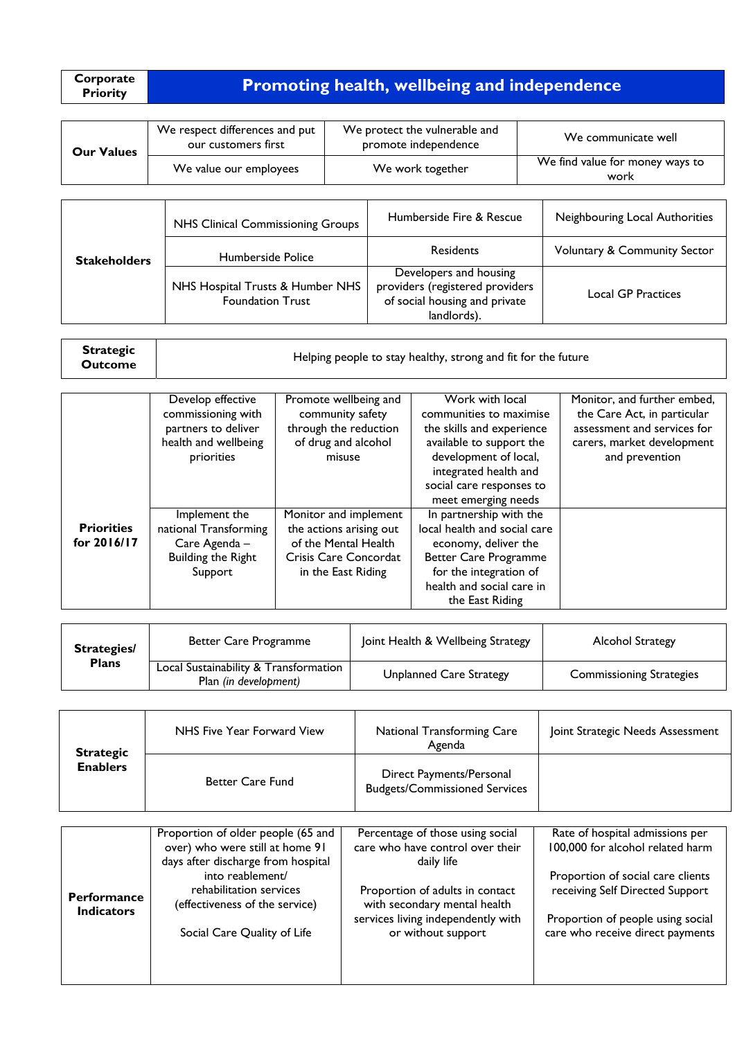| Corporate Priority | Promoting health, wellbeing and independence | | |
|---|---|---|---|

| Our Values | | | |
|---|---|---|---|
| | We respect differences and put our customers first | We protect the vulnerable and promote independence | We communicate well |
| | We value our employees | We work together | We find value for money ways to work |

| Stakeholders | | | |
|---|---|---|---|
| | NHS Clinical Commissioning Groups | Humberside Fire & Rescue | Neighbouring Local Authorities |
| | Humberside Police | Residents | Voluntary & Community Sector |
| | NHS Hospital Trusts & Humber NHS Foundation Trust | Developers and housing providers (registered providers of social housing and private landlords). | Local GP Practices |

| Strategic Outcome | Helping people to stay healthy, strong and fit for the future |
|---|---|

| Priorities for 2016/17 | | | | |
|---|---|---|---|---|
| | Develop effective commissioning with partners to deliver health and wellbeing priorities | Promote wellbeing and community safety through the reduction of drug and alcohol misuse | Work with local communities to maximise the skills and experience available to support the development of local, integrated health and social care responses to meet emerging needs | Monitor, and further embed, the Care Act, in particular assessment and services for carers, market development and prevention |
| | Implement the national Transforming Care Agenda – Building the Right Support | Monitor and implement the actions arising out of the Mental Health Crisis Care Concordat in the East Riding | In partnership with the local health and social care economy, deliver the Better Care Programme for the integration of health and social care in the East Riding | |

| Strategies/ Plans | | | |
|---|---|---|---|
| | Better Care Programme | Joint Health & Wellbeing Strategy | Alcohol Strategy |
| | Local Sustainability & Transformation Plan *(in development)* | Unplanned Care Strategy | Commissioning Strategies |

| Strategic Enablers | | | |
|---|---|---|---|
| | NHS Five Year Forward View | National Transforming Care Agenda | Joint Strategic Needs Assessment |
| | Better Care Fund | Direct Payments/Personal Budgets/Commissioned Services | |

| Performance Indicators | | | |
|---|---|---|---|
| | Proportion of older people (65 and over) who were still at home 91 days after discharge from hospital into reablement/ rehabilitation services (effectiveness of the service)<br><br>Social Care Quality of Life | Percentage of those using social care who have control over their daily life<br><br>Proportion of adults in contact with secondary mental health services living independently with or without support | Rate of hospital admissions per 100,000 for alcohol related harm<br><br>Proportion of social care clients receiving Self Directed Support<br><br>Proportion of people using social care who receive direct payments |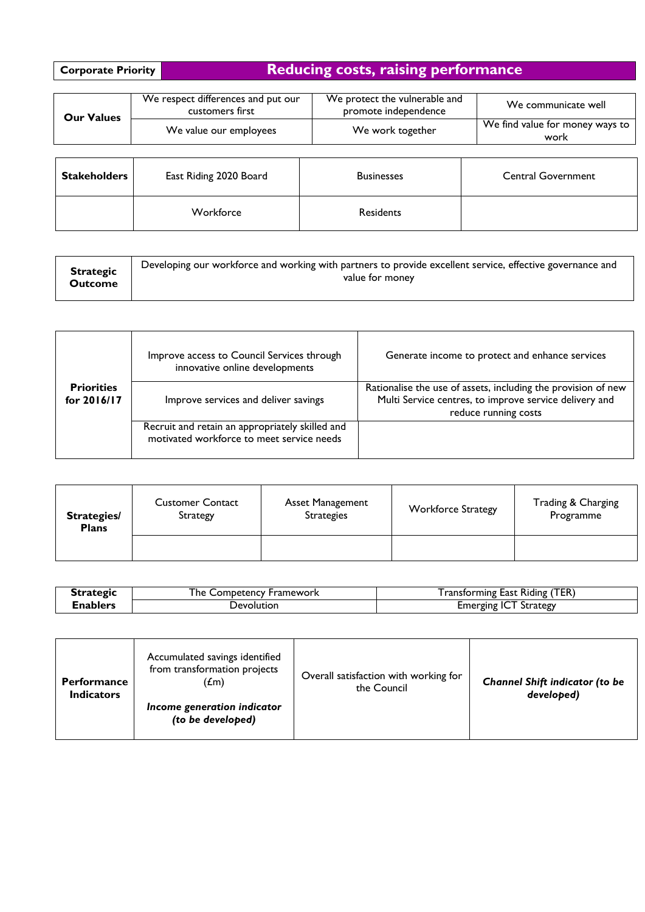| **Corporate Priority** | **Reducing costs, raising performance** |
|---|---|

| **Our Values** | | | |
|---|---|---|---|
| | We respect differences and put our customers first | We protect the vulnerable and promote independence | We communicate well |
| | We value our employees | We work together | We find value for money ways to work |

| **Stakeholders** | | | |
|---|---|---|---|
| | East Riding 2020 Board | Businesses | Central Government |
| | Workforce | Residents | |

| **Strategic Outcome** | Developing our workforce and working with partners to provide excellent service, effective governance and value for money |
|---|---|

| **Priorities for 2016/17** | | |
|---|---|---|
| | Improve access to Council Services through innovative online developments | Generate income to protect and enhance services |
| | Improve services and deliver savings | Rationalise the use of assets, including the provision of new Multi Service centres, to improve service delivery and reduce running costs |
| | Recruit and retain an appropriately skilled and motivated workforce to meet service needs | |

| **Strategies/ Plans** | | | | |
|---|---|---|---|---|
| | Customer Contact Strategy | Asset Management Strategies | Workforce Strategy | Trading & Charging Programme |
| | | | | |

| **Strategic Enablers** | | |
|---|---|---|
| | The Competency Framework | Transforming East Riding (TER) |
| | Devolution | Emerging ICT Strategy |

| **Performance Indicators** | | | |
|---|---|---|---|
| | Accumulated savings identified from transformation projects (£m)<br><br>***Income generation indicator (to be developed)*** | Overall satisfaction with working for the Council | ***Channel Shift indicator (to be developed)*** |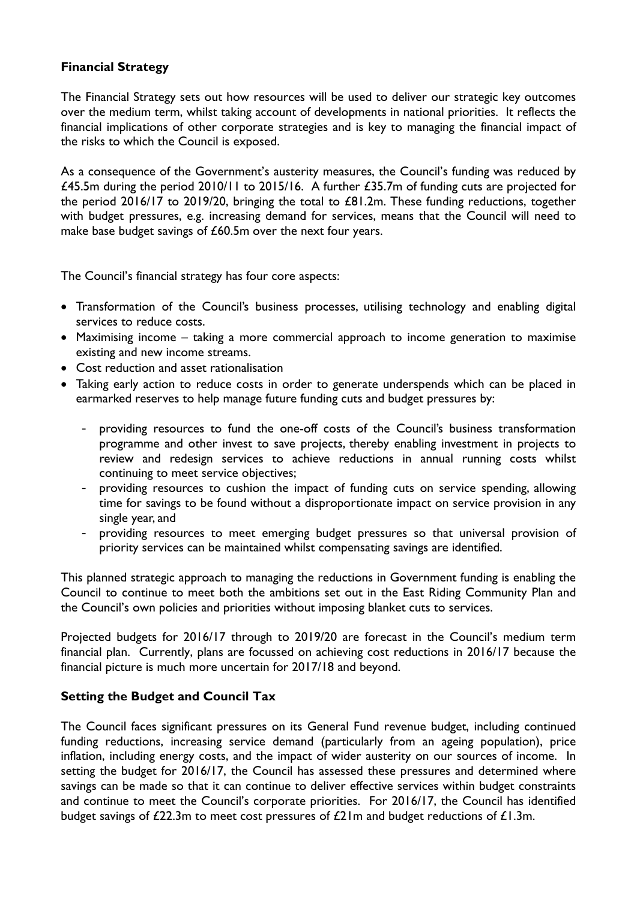**Financial Strategy**

The Financial Strategy sets out how resources will be used to deliver our strategic key outcomes over the medium term, whilst taking account of developments in national priorities. It reflects the financial implications of other corporate strategies and is key to managing the financial impact of the risks to which the Council is exposed.

As a consequence of the Government's austerity measures, the Council's funding was reduced by £45.5m during the period 2010/11 to 2015/16. A further £35.7m of funding cuts are projected for the period 2016/17 to 2019/20, bringing the total to £81.2m. These funding reductions, together with budget pressures, e.g. increasing demand for services, means that the Council will need to make base budget savings of £60.5m over the next four years.

The Council's financial strategy has four core aspects:

- Transformation of the Council's business processes, utilising technology and enabling digital services to reduce costs.
- Maximising income – taking a more commercial approach to income generation to maximise existing and new income streams.
- Cost reduction and asset rationalisation
- Taking early action to reduce costs in order to generate underspends which can be placed in earmarked reserves to help manage future funding cuts and budget pressures by:
    - providing resources to fund the one-off costs of the Council's business transformation programme and other invest to save projects, thereby enabling investment in projects to review and redesign services to achieve reductions in annual running costs whilst continuing to meet service objectives;
    - providing resources to cushion the impact of funding cuts on service spending, allowing time for savings to be found without a disproportionate impact on service provision in any single year, and
    - providing resources to meet emerging budget pressures so that universal provision of priority services can be maintained whilst compensating savings are identified.

This planned strategic approach to managing the reductions in Government funding is enabling the Council to continue to meet both the ambitions set out in the East Riding Community Plan and the Council's own policies and priorities without imposing blanket cuts to services.

Projected budgets for 2016/17 through to 2019/20 are forecast in the Council's medium term financial plan. Currently, plans are focussed on achieving cost reductions in 2016/17 because the financial picture is much more uncertain for 2017/18 and beyond.

**Setting the Budget and Council Tax**

The Council faces significant pressures on its General Fund revenue budget, including continued funding reductions, increasing service demand (particularly from an ageing population), price inflation, including energy costs, and the impact of wider austerity on our sources of income. In setting the budget for 2016/17, the Council has assessed these pressures and determined where savings can be made so that it can continue to deliver effective services within budget constraints and continue to meet the Council's corporate priorities. For 2016/17, the Council has identified budget savings of £22.3m to meet cost pressures of £21m and budget reductions of £1.3m.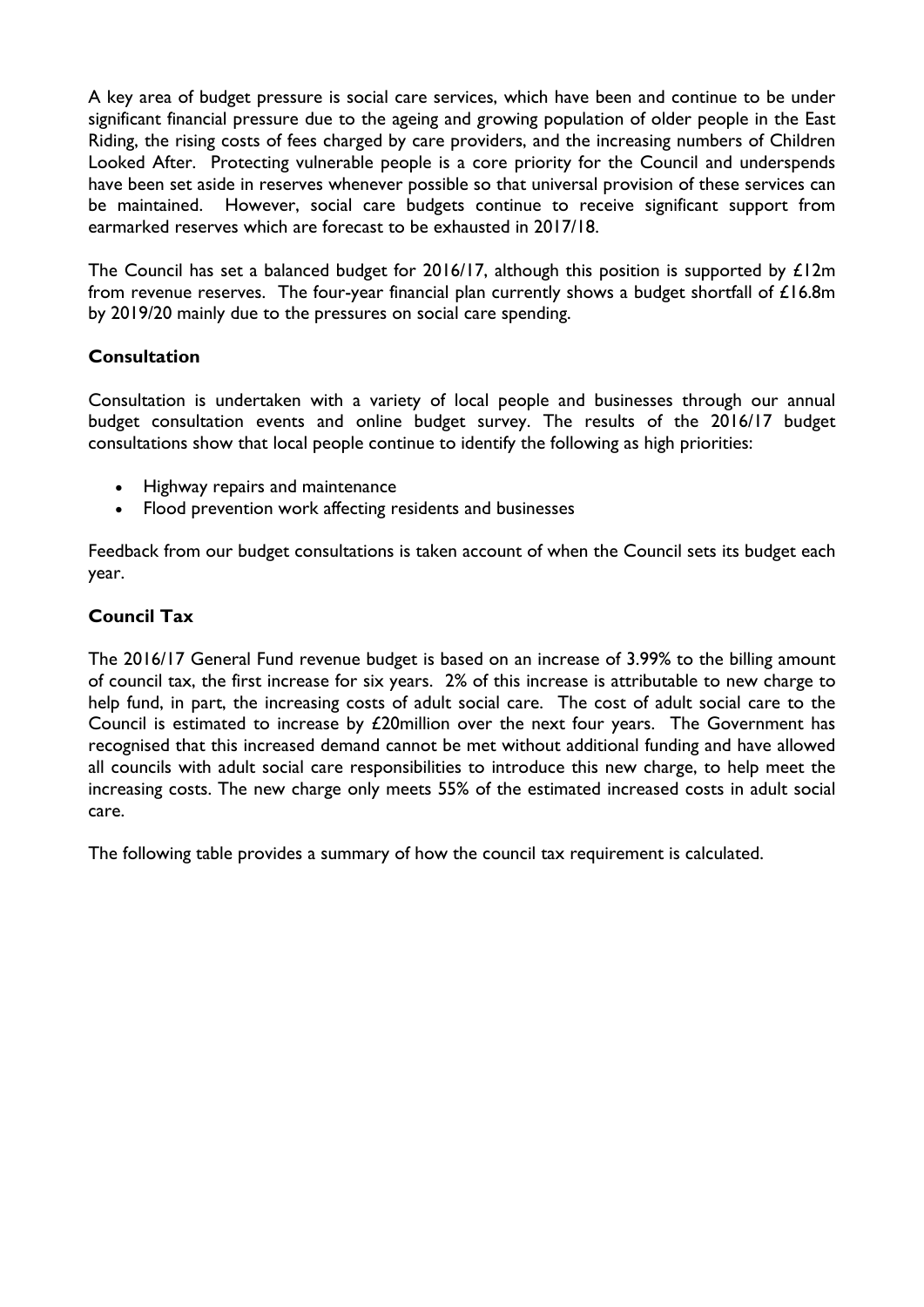A key area of budget pressure is social care services, which have been and continue to be under significant financial pressure due to the ageing and growing population of older people in the East Riding, the rising costs of fees charged by care providers, and the increasing numbers of Children Looked After. Protecting vulnerable people is a core priority for the Council and underspends have been set aside in reserves whenever possible so that universal provision of these services can be maintained. However, social care budgets continue to receive significant support from earmarked reserves which are forecast to be exhausted in 2017/18.

The Council has set a balanced budget for 2016/17, although this position is supported by £12m from revenue reserves. The four-year financial plan currently shows a budget shortfall of £16.8m by 2019/20 mainly due to the pressures on social care spending.

## Consultation

Consultation is undertaken with a variety of local people and businesses through our annual budget consultation events and online budget survey. The results of the 2016/17 budget consultations show that local people continue to identify the following as high priorities:

- Highway repairs and maintenance
- Flood prevention work affecting residents and businesses

Feedback from our budget consultations is taken account of when the Council sets its budget each year.

## Council Tax

The 2016/17 General Fund revenue budget is based on an increase of 3.99% to the billing amount of council tax, the first increase for six years. 2% of this increase is attributable to new charge to help fund, in part, the increasing costs of adult social care. The cost of adult social care to the Council is estimated to increase by £20million over the next four years. The Government has recognised that this increased demand cannot be met without additional funding and have allowed all councils with adult social care responsibilities to introduce this new charge, to help meet the increasing costs. The new charge only meets 55% of the estimated increased costs in adult social care.

The following table provides a summary of how the council tax requirement is calculated.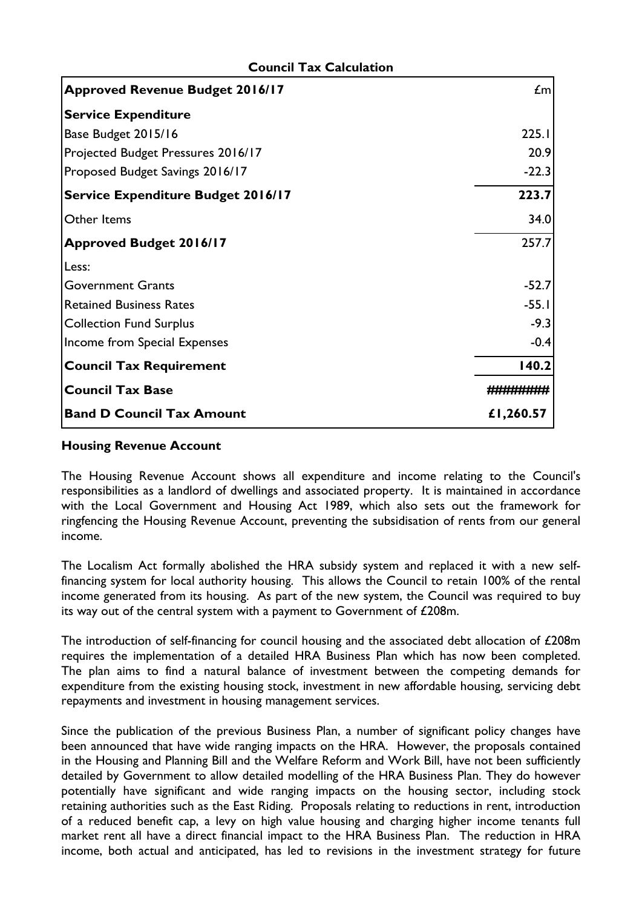**Council Tax Calculation**

| **Approved Revenue Budget 2016/17** | £m |
|---|---|
| **Service Expenditure** | |
| Base Budget 2015/16 | 225.1 |
| Projected Budget Pressures 2016/17 | 20.9 |
| Proposed Budget Savings 2016/17 | -22.3 |
| **Service Expenditure Budget 2016/17** | **223.7** |
| Other Items | 34.0 |
| **Approved Budget 2016/17** | 257.7 |
| Less: | |
| Government Grants | -52.7 |
| Retained Business Rates | -55.1 |
| Collection Fund Surplus | -9.3 |
| Income from Special Expenses | -0.4 |
| **Council Tax Requirement** | **140.2** |
| **Council Tax Base** | ######## |
| **Band D Council Tax Amount** | **£1,260.57** |

**Housing Revenue Account**

The Housing Revenue Account shows all expenditure and income relating to the Council's responsibilities as a landlord of dwellings and associated property. It is maintained in accordance with the Local Government and Housing Act 1989, which also sets out the framework for ringfencing the Housing Revenue Account, preventing the subsidisation of rents from our general income.

The Localism Act formally abolished the HRA subsidy system and replaced it with a new self-financing system for local authority housing. This allows the Council to retain 100% of the rental income generated from its housing. As part of the new system, the Council was required to buy its way out of the central system with a payment to Government of £208m.

The introduction of self-financing for council housing and the associated debt allocation of £208m requires the implementation of a detailed HRA Business Plan which has now been completed. The plan aims to find a natural balance of investment between the competing demands for expenditure from the existing housing stock, investment in new affordable housing, servicing debt repayments and investment in housing management services.

Since the publication of the previous Business Plan, a number of significant policy changes have been announced that have wide ranging impacts on the HRA. However, the proposals contained in the Housing and Planning Bill and the Welfare Reform and Work Bill, have not been sufficiently detailed by Government to allow detailed modelling of the HRA Business Plan. They do however potentially have significant and wide ranging impacts on the housing sector, including stock retaining authorities such as the East Riding. Proposals relating to reductions in rent, introduction of a reduced benefit cap, a levy on high value housing and charging higher income tenants full market rent all have a direct financial impact to the HRA Business Plan. The reduction in HRA income, both actual and anticipated, has led to revisions in the investment strategy for future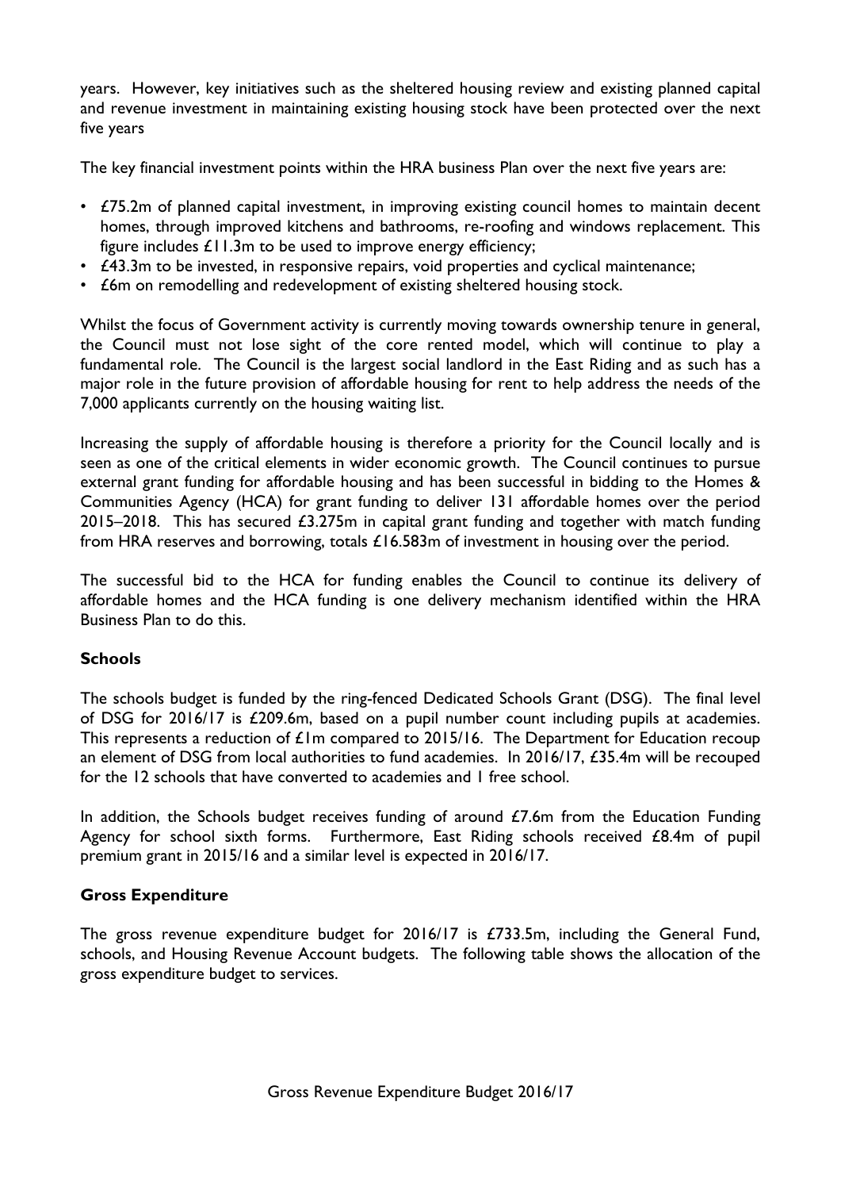years. However, key initiatives such as the sheltered housing review and existing planned capital and revenue investment in maintaining existing housing stock have been protected over the next five years

The key financial investment points within the HRA business Plan over the next five years are:

- £75.2m of planned capital investment, in improving existing council homes to maintain decent homes, through improved kitchens and bathrooms, re-roofing and windows replacement. This figure includes £11.3m to be used to improve energy efficiency;
- £43.3m to be invested, in responsive repairs, void properties and cyclical maintenance;
- £6m on remodelling and redevelopment of existing sheltered housing stock.

Whilst the focus of Government activity is currently moving towards ownership tenure in general, the Council must not lose sight of the core rented model, which will continue to play a fundamental role. The Council is the largest social landlord in the East Riding and as such has a major role in the future provision of affordable housing for rent to help address the needs of the 7,000 applicants currently on the housing waiting list.

Increasing the supply of affordable housing is therefore a priority for the Council locally and is seen as one of the critical elements in wider economic growth. The Council continues to pursue external grant funding for affordable housing and has been successful in bidding to the Homes & Communities Agency (HCA) for grant funding to deliver 131 affordable homes over the period 2015–2018. This has secured £3.275m in capital grant funding and together with match funding from HRA reserves and borrowing, totals £16.583m of investment in housing over the period.

The successful bid to the HCA for funding enables the Council to continue its delivery of affordable homes and the HCA funding is one delivery mechanism identified within the HRA Business Plan to do this.

**Schools**

The schools budget is funded by the ring-fenced Dedicated Schools Grant (DSG). The final level of DSG for 2016/17 is £209.6m, based on a pupil number count including pupils at academies. This represents a reduction of £1m compared to 2015/16. The Department for Education recoup an element of DSG from local authorities to fund academies. In 2016/17, £35.4m will be recouped for the 12 schools that have converted to academies and 1 free school.

In addition, the Schools budget receives funding of around £7.6m from the Education Funding Agency for school sixth forms. Furthermore, East Riding schools received £8.4m of pupil premium grant in 2015/16 and a similar level is expected in 2016/17.

**Gross Expenditure**

The gross revenue expenditure budget for 2016/17 is £733.5m, including the General Fund, schools, and Housing Revenue Account budgets. The following table shows the allocation of the gross expenditure budget to services.

Gross Revenue Expenditure Budget 2016/17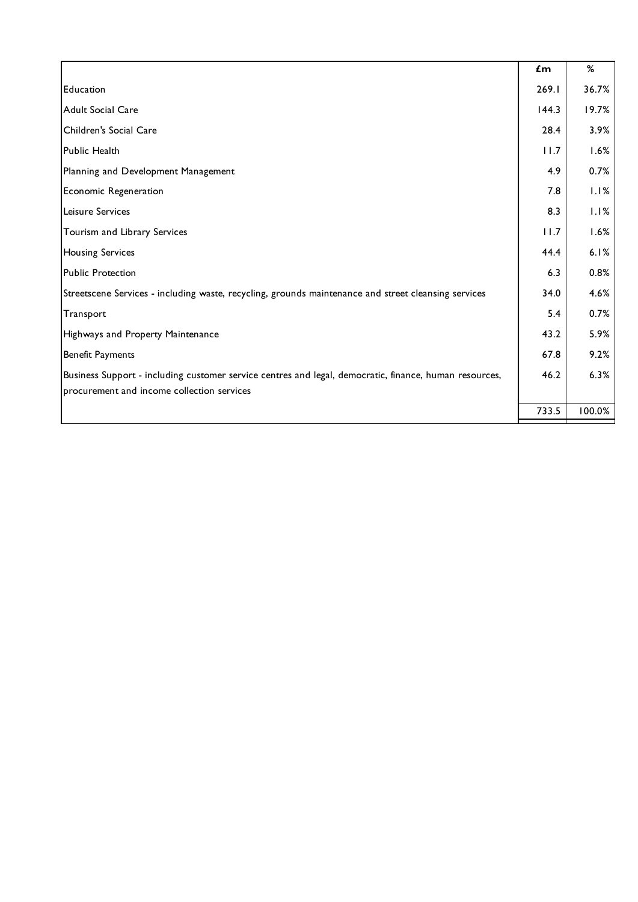| | £m | % |
|---|---|---|
| Education | 269.1 | 36.7% |
| Adult Social Care | 144.3 | 19.7% |
| Children's Social Care | 28.4 | 3.9% |
| Public Health | 11.7 | 1.6% |
| Planning and Development Management | 4.9 | 0.7% |
| Economic Regeneration | 7.8 | 1.1% |
| Leisure Services | 8.3 | 1.1% |
| Tourism and Library Services | 11.7 | 1.6% |
| Housing Services | 44.4 | 6.1% |
| Public Protection | 6.3 | 0.8% |
| Streetscene Services - including waste, recycling, grounds maintenance and street cleansing services | 34.0 | 4.6% |
| Transport | 5.4 | 0.7% |
| Highways and Property Maintenance | 43.2 | 5.9% |
| Benefit Payments | 67.8 | 9.2% |
| Business Support - including customer service centres and legal, democratic, finance, human resources, procurement and income collection services | 46.2 | 6.3% |
| | 733.5 | 100.0% |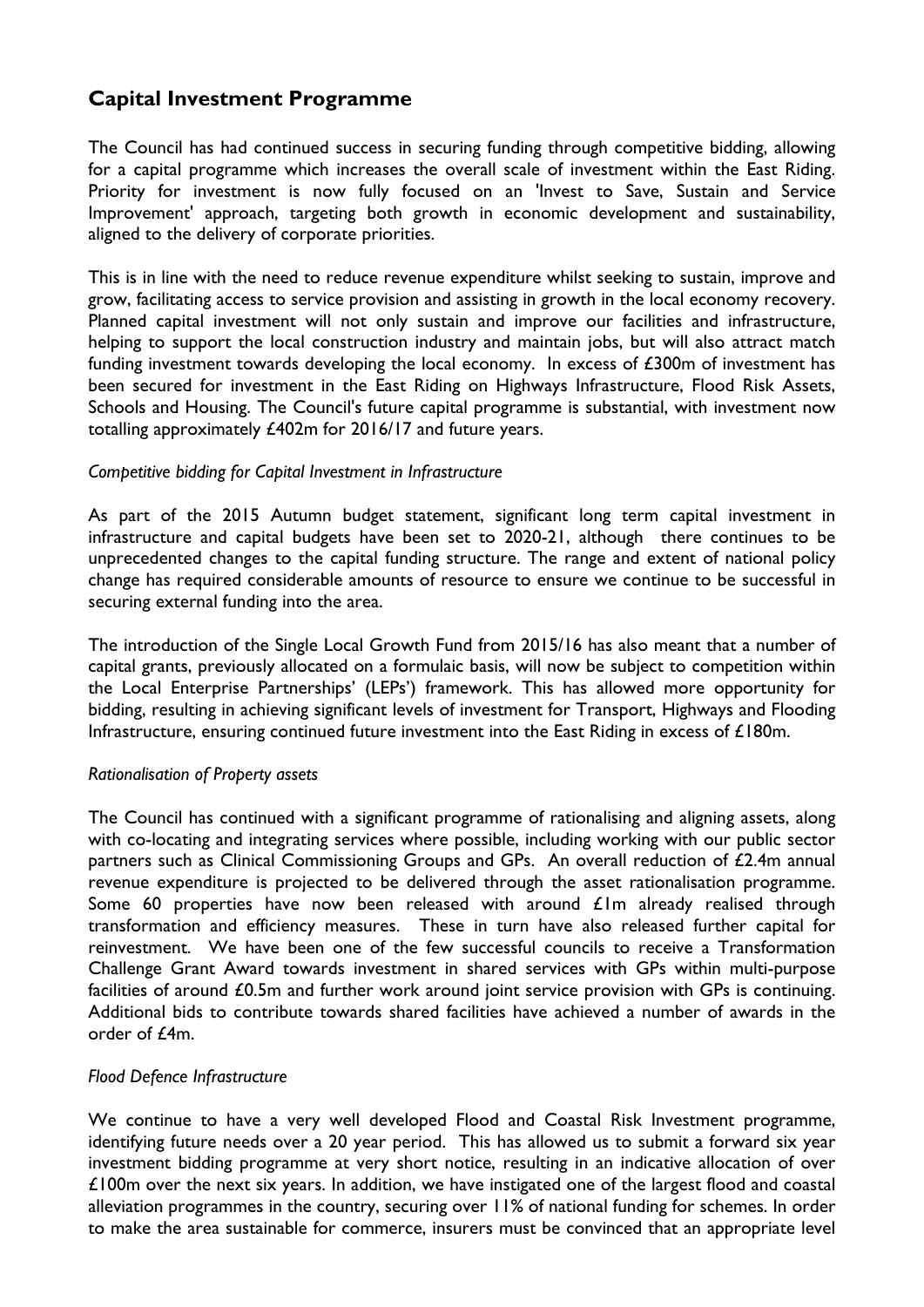## Capital Investment Programme

The Council has had continued success in securing funding through competitive bidding, allowing for a capital programme which increases the overall scale of investment within the East Riding. Priority for investment is now fully focused on an 'Invest to Save, Sustain and Service Improvement' approach, targeting both growth in economic development and sustainability, aligned to the delivery of corporate priorities.

This is in line with the need to reduce revenue expenditure whilst seeking to sustain, improve and grow, facilitating access to service provision and assisting in growth in the local economy recovery. Planned capital investment will not only sustain and improve our facilities and infrastructure, helping to support the local construction industry and maintain jobs, but will also attract match funding investment towards developing the local economy. In excess of £300m of investment has been secured for investment in the East Riding on Highways Infrastructure, Flood Risk Assets, Schools and Housing. The Council's future capital programme is substantial, with investment now totalling approximately £402m for 2016/17 and future years.

*Competitive bidding for Capital Investment in Infrastructure*

As part of the 2015 Autumn budget statement, significant long term capital investment in infrastructure and capital budgets have been set to 2020-21, although there continues to be unprecedented changes to the capital funding structure. The range and extent of national policy change has required considerable amounts of resource to ensure we continue to be successful in securing external funding into the area.

The introduction of the Single Local Growth Fund from 2015/16 has also meant that a number of capital grants, previously allocated on a formulaic basis, will now be subject to competition within the Local Enterprise Partnerships' (LEPs') framework. This has allowed more opportunity for bidding, resulting in achieving significant levels of investment for Transport, Highways and Flooding Infrastructure, ensuring continued future investment into the East Riding in excess of £180m.

*Rationalisation of Property assets*

The Council has continued with a significant programme of rationalising and aligning assets, along with co-locating and integrating services where possible, including working with our public sector partners such as Clinical Commissioning Groups and GPs. An overall reduction of £2.4m annual revenue expenditure is projected to be delivered through the asset rationalisation programme. Some 60 properties have now been released with around £1m already realised through transformation and efficiency measures. These in turn have also released further capital for reinvestment. We have been one of the few successful councils to receive a Transformation Challenge Grant Award towards investment in shared services with GPs within multi-purpose facilities of around £0.5m and further work around joint service provision with GPs is continuing. Additional bids to contribute towards shared facilities have achieved a number of awards in the order of £4m.

*Flood Defence Infrastructure*

We continue to have a very well developed Flood and Coastal Risk Investment programme, identifying future needs over a 20 year period. This has allowed us to submit a forward six year investment bidding programme at very short notice, resulting in an indicative allocation of over £100m over the next six years. In addition, we have instigated one of the largest flood and coastal alleviation programmes in the country, securing over 11% of national funding for schemes. In order to make the area sustainable for commerce, insurers must be convinced that an appropriate level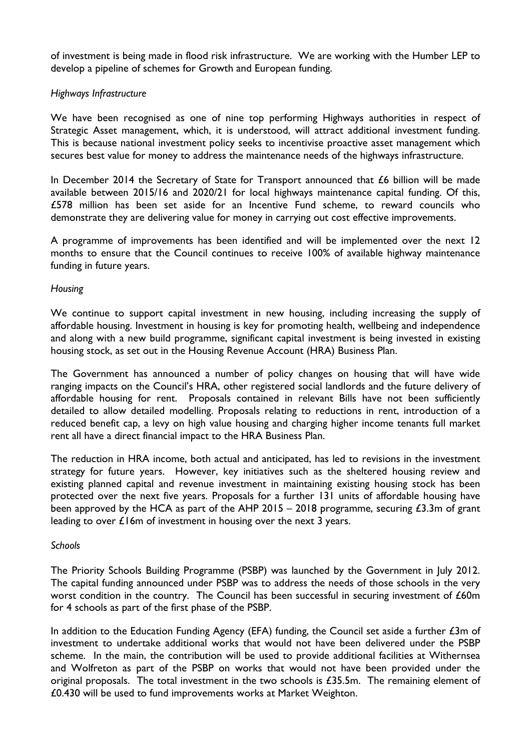of investment is being made in flood risk infrastructure. We are working with the Humber LEP to develop a pipeline of schemes for Growth and European funding.

*Highways Infrastructure*

We have been recognised as one of nine top performing Highways authorities in respect of Strategic Asset management, which, it is understood, will attract additional investment funding. This is because national investment policy seeks to incentivise proactive asset management which secures best value for money to address the maintenance needs of the highways infrastructure.

In December 2014 the Secretary of State for Transport announced that £6 billion will be made available between 2015/16 and 2020/21 for local highways maintenance capital funding. Of this, £578 million has been set aside for an Incentive Fund scheme, to reward councils who demonstrate they are delivering value for money in carrying out cost effective improvements.

A programme of improvements has been identified and will be implemented over the next 12 months to ensure that the Council continues to receive 100% of available highway maintenance funding in future years.

*Housing*

We continue to support capital investment in new housing, including increasing the supply of affordable housing. Investment in housing is key for promoting health, wellbeing and independence and along with a new build programme, significant capital investment is being invested in existing housing stock, as set out in the Housing Revenue Account (HRA) Business Plan.

The Government has announced a number of policy changes on housing that will have wide ranging impacts on the Council's HRA, other registered social landlords and the future delivery of affordable housing for rent. Proposals contained in relevant Bills have not been sufficiently detailed to allow detailed modelling. Proposals relating to reductions in rent, introduction of a reduced benefit cap, a levy on high value housing and charging higher income tenants full market rent all have a direct financial impact to the HRA Business Plan.

The reduction in HRA income, both actual and anticipated, has led to revisions in the investment strategy for future years. However, key initiatives such as the sheltered housing review and existing planned capital and revenue investment in maintaining existing housing stock has been protected over the next five years. Proposals for a further 131 units of affordable housing have been approved by the HCA as part of the AHP 2015 – 2018 programme, securing £3.3m of grant leading to over £16m of investment in housing over the next 3 years.

*Schools*

The Priority Schools Building Programme (PSBP) was launched by the Government in July 2012. The capital funding announced under PSBP was to address the needs of those schools in the very worst condition in the country. The Council has been successful in securing investment of £60m for 4 schools as part of the first phase of the PSBP.

In addition to the Education Funding Agency (EFA) funding, the Council set aside a further £3m of investment to undertake additional works that would not have been delivered under the PSBP scheme. In the main, the contribution will be used to provide additional facilities at Withernsea and Wolfreton as part of the PSBP on works that would not have been provided under the original proposals. The total investment in the two schools is £35.5m. The remaining element of £0.430 will be used to fund improvements works at Market Weighton.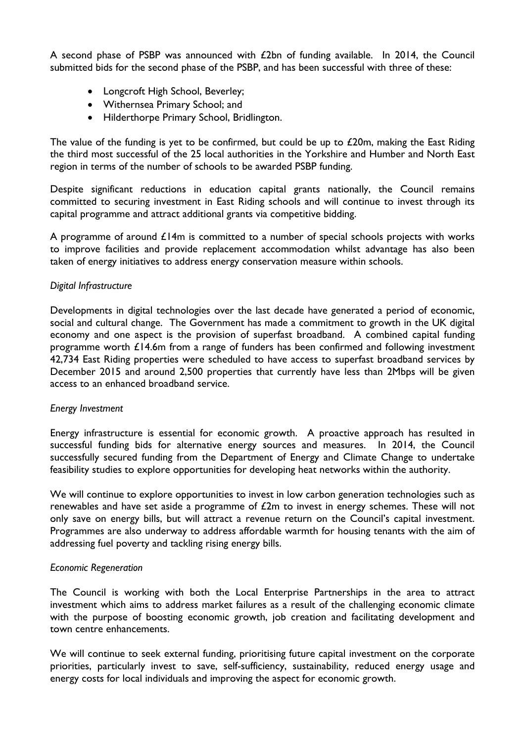A second phase of PSBP was announced with £2bn of funding available. In 2014, the Council submitted bids for the second phase of the PSBP, and has been successful with three of these:

- Longcroft High School, Beverley;
- Withernsea Primary School; and
- Hilderthorpe Primary School, Bridlington.

The value of the funding is yet to be confirmed, but could be up to £20m, making the East Riding the third most successful of the 25 local authorities in the Yorkshire and Humber and North East region in terms of the number of schools to be awarded PSBP funding.

Despite significant reductions in education capital grants nationally, the Council remains committed to securing investment in East Riding schools and will continue to invest through its capital programme and attract additional grants via competitive bidding.

A programme of around £14m is committed to a number of special schools projects with works to improve facilities and provide replacement accommodation whilst advantage has also been taken of energy initiatives to address energy conservation measure within schools.

*Digital Infrastructure*

Developments in digital technologies over the last decade have generated a period of economic, social and cultural change. The Government has made a commitment to growth in the UK digital economy and one aspect is the provision of superfast broadband. A combined capital funding programme worth £14.6m from a range of funders has been confirmed and following investment 42,734 East Riding properties were scheduled to have access to superfast broadband services by December 2015 and around 2,500 properties that currently have less than 2Mbps will be given access to an enhanced broadband service.

*Energy Investment*

Energy infrastructure is essential for economic growth. A proactive approach has resulted in successful funding bids for alternative energy sources and measures. In 2014, the Council successfully secured funding from the Department of Energy and Climate Change to undertake feasibility studies to explore opportunities for developing heat networks within the authority.

We will continue to explore opportunities to invest in low carbon generation technologies such as renewables and have set aside a programme of £2m to invest in energy schemes. These will not only save on energy bills, but will attract a revenue return on the Council's capital investment. Programmes are also underway to address affordable warmth for housing tenants with the aim of addressing fuel poverty and tackling rising energy bills.

*Economic Regeneration*

The Council is working with both the Local Enterprise Partnerships in the area to attract investment which aims to address market failures as a result of the challenging economic climate with the purpose of boosting economic growth, job creation and facilitating development and town centre enhancements.

We will continue to seek external funding, prioritising future capital investment on the corporate priorities, particularly invest to save, self-sufficiency, sustainability, reduced energy usage and energy costs for local individuals and improving the aspect for economic growth.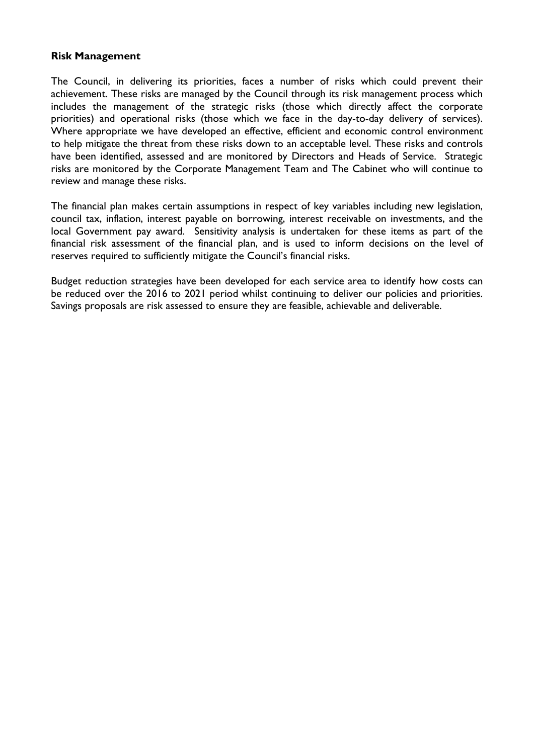**Risk Management**

The Council, in delivering its priorities, faces a number of risks which could prevent their achievement. These risks are managed by the Council through its risk management process which includes the management of the strategic risks (those which directly affect the corporate priorities) and operational risks (those which we face in the day-to-day delivery of services). Where appropriate we have developed an effective, efficient and economic control environment to help mitigate the threat from these risks down to an acceptable level. These risks and controls have been identified, assessed and are monitored by Directors and Heads of Service. Strategic risks are monitored by the Corporate Management Team and The Cabinet who will continue to review and manage these risks.

The financial plan makes certain assumptions in respect of key variables including new legislation, council tax, inflation, interest payable on borrowing, interest receivable on investments, and the local Government pay award. Sensitivity analysis is undertaken for these items as part of the financial risk assessment of the financial plan, and is used to inform decisions on the level of reserves required to sufficiently mitigate the Council's financial risks.

Budget reduction strategies have been developed for each service area to identify how costs can be reduced over the 2016 to 2021 period whilst continuing to deliver our policies and priorities. Savings proposals are risk assessed to ensure they are feasible, achievable and deliverable.